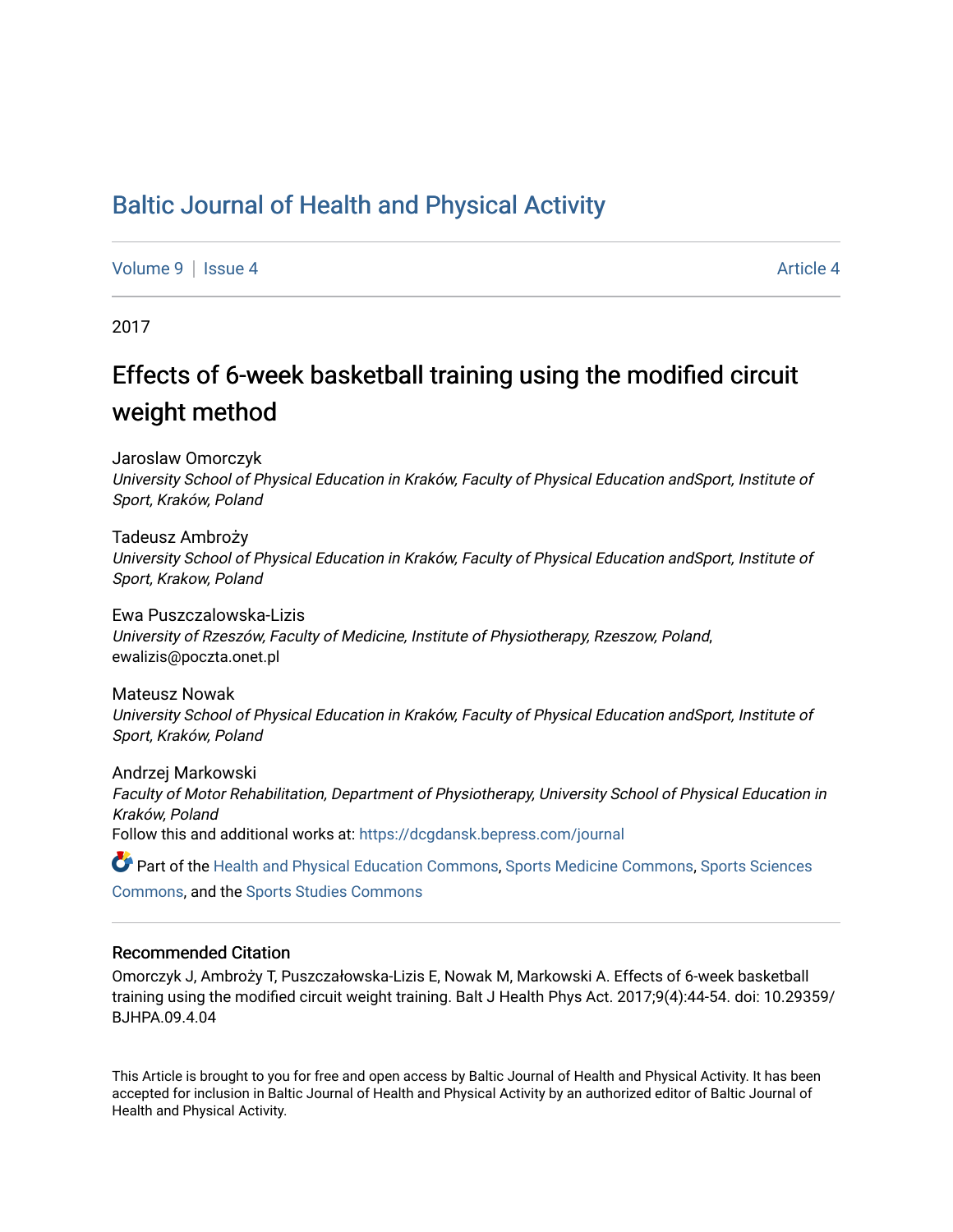# Baltic Journal of Health and Physical Activity

Volume 9 | Issue 4 Article 4

2017

## Effects of 6-week basketball training using the modified circuit weight method

Jaroslaw Omorczyk
*University School of Physical Education in Kraków, Faculty of Physical Education andSport, Institute of Sport, Kraków, Poland*

Tadeusz Ambroży
*University School of Physical Education in Kraków, Faculty of Physical Education andSport, Institute of Sport, Krakow, Poland*

Ewa Puszczalowska-Lizis
*University of Rzeszów, Faculty of Medicine, Institute of Physiotherapy, Rzeszow, Poland*, ewalizis@poczta.onet.pl

Mateusz Nowak
*University School of Physical Education in Kraków, Faculty of Physical Education andSport, Institute of Sport, Kraków, Poland*

Andrzej Markowski
*Faculty of Motor Rehabilitation, Department of Physiotherapy, University School of Physical Education in Kraków, Poland*

Follow this and additional works at: https://dcgdansk.bepress.com/journal

Part of the Health and Physical Education Commons, Sports Medicine Commons, Sports Sciences Commons, and the Sports Studies Commons

### Recommended Citation

Omorczyk J, Ambroży T, Puszczałowska-Lizis E, Nowak M, Markowski A. Effects of 6-week basketball training using the modified circuit weight training. Balt J Health Phys Act. 2017;9(4):44-54. doi: 10.29359/BJHPA.09.4.04

This Article is brought to you for free and open access by Baltic Journal of Health and Physical Activity. It has been accepted for inclusion in Baltic Journal of Health and Physical Activity by an authorized editor of Baltic Journal of Health and Physical Activity.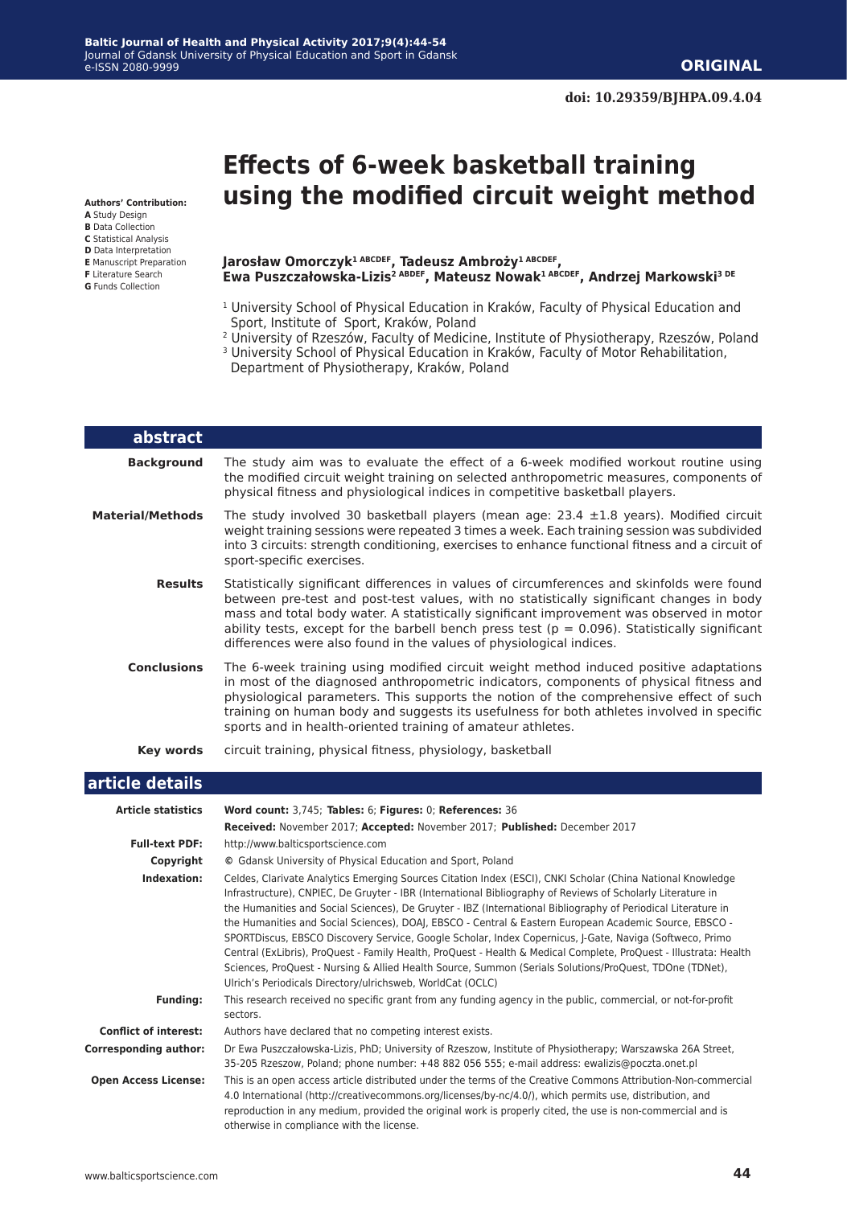**ORIGINAL**

doi: 10.29359/BJHPA.09.4.04

# Effects of 6-week basketball training using the modified circuit weight method

**Authors' Contribution:**
**A** Study Design
**B** Data Collection
**C** Statistical Analysis
**D** Data Interpretation
**E** Manuscript Preparation
**F** Literature Search
**G** Funds Collection

**Jarosław Omorczyk[1 ABCDEF], Tadeusz Ambroży[1 ABCDEF], Ewa Puszczałowska-Lizis[2 ABDEF], Mateusz Nowak[1 ABCDEF], Andrzej Markowski[3 DE]**

[1] University School of Physical Education in Kraków, Faculty of Physical Education and Sport, Institute of Sport, Kraków, Poland
[2] University of Rzeszów, Faculty of Medicine, Institute of Physiotherapy, Rzeszów, Poland
[3] University School of Physical Education in Kraków, Faculty of Motor Rehabilitation, Department of Physiotherapy, Kraków, Poland

## abstract

**Background** The study aim was to evaluate the effect of a 6-week modified workout routine using the modified circuit weight training on selected anthropometric measures, components of physical fitness and physiological indices in competitive basketball players.

**Material/Methods** The study involved 30 basketball players (mean age: 23.4 ±1.8 years). Modified circuit weight training sessions were repeated 3 times a week. Each training session was subdivided into 3 circuits: strength conditioning, exercises to enhance functional fitness and a circuit of sport-specific exercises.

**Results** Statistically significant differences in values of circumferences and skinfolds were found between pre-test and post-test values, with no statistically significant changes in body mass and total body water. A statistically significant improvement was observed in motor ability tests, except for the barbell bench press test ($p = 0.096$). Statistically significant differences were also found in the values of physiological indices.

**Conclusions** The 6-week training using modified circuit weight method induced positive adaptations in most of the diagnosed anthropometric indicators, components of physical fitness and physiological parameters. This supports the notion of the comprehensive effect of such training on human body and suggests its usefulness for both athletes involved in specific sports and in health-oriented training of amateur athletes.

**Key words** circuit training, physical fitness, physiology, basketball

## article details

**Article statistics** **Word count:** 3,745; **Tables:** 6; **Figures:** 0; **References:** 36
**Received:** November 2017; **Accepted:** November 2017; **Published:** December 2017

**Full-text PDF:** http://www.balticsportscience.com

**Copyright** © Gdansk University of Physical Education and Sport, Poland

**Indexation:** Celdes, Clarivate Analytics Emerging Sources Citation Index (ESCI), CNKI Scholar (China National Knowledge Infrastructure), CNPIEC, De Gruyter - IBR (International Bibliography of Reviews of Scholarly Literature in the Humanities and Social Sciences), De Gruyter - IBZ (International Bibliography of Periodical Literature in the Humanities and Social Sciences), DOAJ, EBSCO - Central & Eastern European Academic Source, EBSCO - SPORTDiscus, EBSCO Discovery Service, Google Scholar, Index Copernicus, J-Gate, Naviga (Softweco, Primo Central (ExLibris), ProQuest - Family Health, ProQuest - Health & Medical Complete, ProQuest - Illustrata: Health Sciences, ProQuest - Nursing & Allied Health Source, Summon (Serials Solutions/ProQuest, TDOne (TDNet), Ulrich's Periodicals Directory/ulrichsweb, WorldCat (OCLC)

**Funding:** This research received no specific grant from any funding agency in the public, commercial, or not-for-profit sectors.

**Conflict of interest:** Authors have declared that no competing interest exists.

**Corresponding author:** Dr Ewa Puszczałowska-Lizis, PhD; University of Rzeszow, Institute of Physiotherapy; Warszawska 26A Street, 35-205 Rzeszow, Poland; phone number: +48 882 056 555; e-mail address: ewalizis@poczta.onet.pl

**Open Access License:** This is an open access article distributed under the terms of the Creative Commons Attribution-Non-commercial 4.0 International (http://creativecommons.org/licenses/by-nc/4.0/), which permits use, distribution, and reproduction in any medium, provided the original work is properly cited, the use is non-commercial and is otherwise in compliance with the license.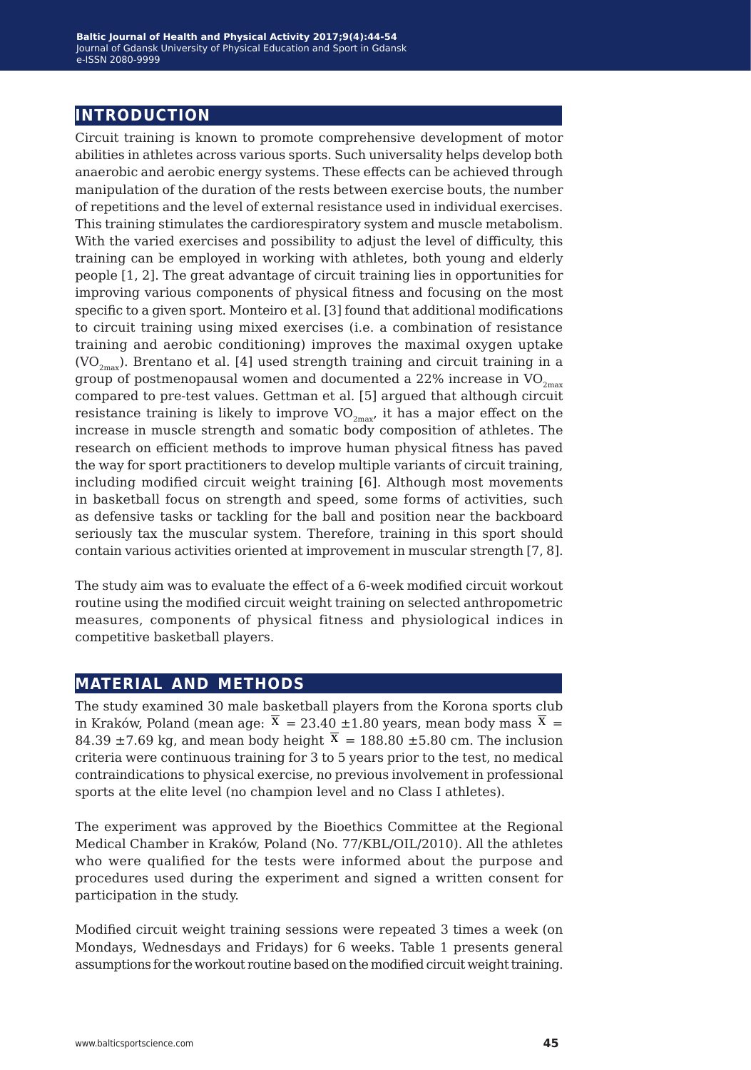## INTRODUCTION

Circuit training is known to promote comprehensive development of motor abilities in athletes across various sports. Such universality helps develop both anaerobic and aerobic energy systems. These effects can be achieved through manipulation of the duration of the rests between exercise bouts, the number of repetitions and the level of external resistance used in individual exercises. This training stimulates the cardiorespiratory system and muscle metabolism. With the varied exercises and possibility to adjust the level of difficulty, this training can be employed in working with athletes, both young and elderly people [1, 2]. The great advantage of circuit training lies in opportunities for improving various components of physical fitness and focusing on the most specific to a given sport. Monteiro et al. [3] found that additional modifications to circuit training using mixed exercises (i.e. a combination of resistance training and aerobic conditioning) improves the maximal oxygen uptake ($VO_{2max}$). Brentano et al. [4] used strength training and circuit training in a group of postmenopausal women and documented a 22% increase in $VO_{2max}$ compared to pre-test values. Gettman et al. [5] argued that although circuit resistance training is likely to improve $VO_{2max}$, it has a major effect on the increase in muscle strength and somatic body composition of athletes. The research on efficient methods to improve human physical fitness has paved the way for sport practitioners to develop multiple variants of circuit training, including modified circuit weight training [6]. Although most movements in basketball focus on strength and speed, some forms of activities, such as defensive tasks or tackling for the ball and position near the backboard seriously tax the muscular system. Therefore, training in this sport should contain various activities oriented at improvement in muscular strength [7, 8].

The study aim was to evaluate the effect of a 6-week modified circuit workout routine using the modified circuit weight training on selected anthropometric measures, components of physical fitness and physiological indices in competitive basketball players.

## MATERIAL AND METHODS

The study examined 30 male basketball players from the Korona sports club in Kraków, Poland (mean age: $\bar{x}$ = 23.40 ±1.80 years, mean body mass $\bar{x}$ = 84.39 ±7.69 kg, and mean body height $\bar{x}$ = 188.80 ±5.80 cm. The inclusion criteria were continuous training for 3 to 5 years prior to the test, no medical contraindications to physical exercise, no previous involvement in professional sports at the elite level (no champion level and no Class I athletes).

The experiment was approved by the Bioethics Committee at the Regional Medical Chamber in Kraków, Poland (No. 77/KBL/OIL/2010). All the athletes who were qualified for the tests were informed about the purpose and procedures used during the experiment and signed a written consent for participation in the study.

Modified circuit weight training sessions were repeated 3 times a week (on Mondays, Wednesdays and Fridays) for 6 weeks. Table 1 presents general assumptions for the workout routine based on the modified circuit weight training.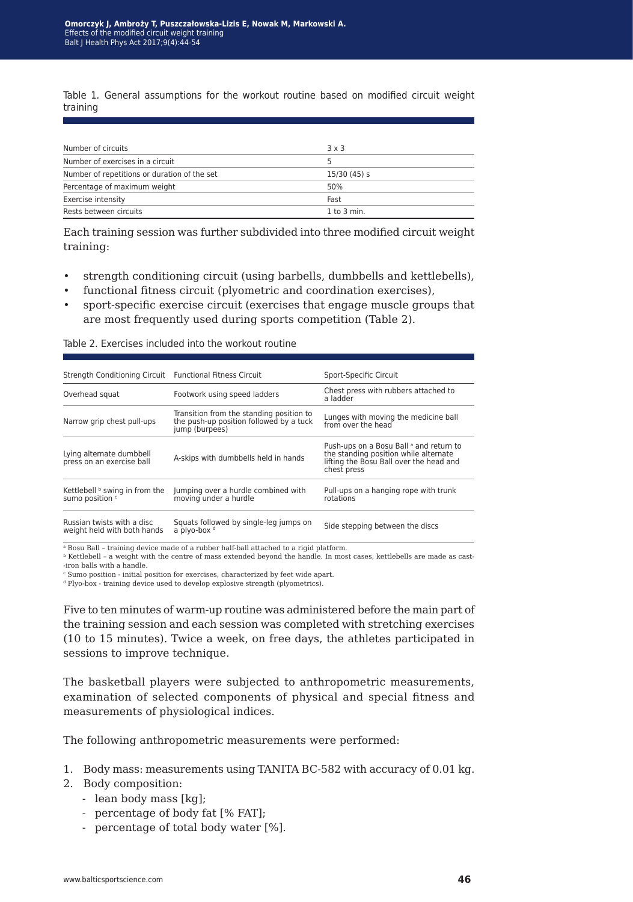Table 1. General assumptions for the workout routine based on modified circuit weight training

| | |
|---|---|
| Number of circuits | 3 x 3 |
| Number of exercises in a circuit | 5 |
| Number of repetitions or duration of the set | 15/30 (45) s |
| Percentage of maximum weight | 50% |
| Exercise intensity | Fast |
| Rests between circuits | 1 to 3 min. |

Each training session was further subdivided into three modified circuit weight training:

- strength conditioning circuit (using barbells, dumbbells and kettlebells),
- functional fitness circuit (plyometric and coordination exercises),
- sport-specific exercise circuit (exercises that engage muscle groups that are most frequently used during sports competition (Table 2).

Table 2. Exercises included into the workout routine

| Strength Conditioning Circuit | Functional Fitness Circuit | Sport-Specific Circuit |
|---|---|---|
| Overhead squat | Footwork using speed ladders | Chest press with rubbers attached to a ladder |
| Narrow grip chest pull-ups | Transition from the standing position to the push-up position followed by a tuck jump (burpees) | Lunges with moving the medicine ball from over the head |
| Lying alternate dumbbell press on an exercise ball | A-skips with dumbbells held in hands | Push-ups on a Bosu Ball [a] and return to the standing position while alternate lifting the Bosu Ball over the head and chest press |
| Kettlebell [b] swing in from the sumo position [c] | Jumping over a hurdle combined with moving under a hurdle | Pull-ups on a hanging rope with trunk rotations |
| Russian twists with a disc weight held with both hands | Squats followed by single-leg jumps on a plyo-box [d] | Side stepping between the discs |

[a] Bosu Ball – training device made of a rubber half-ball attached to a rigid platform.
[b] Kettlebell – a weight with the centre of mass extended beyond the handle. In most cases, kettlebells are made as cast-iron balls with a handle.
[c] Sumo position - initial position for exercises, characterized by feet wide apart.
[d] Plyo-box - training device used to develop explosive strength (plyometrics).

Five to ten minutes of warm-up routine was administered before the main part of the training session and each session was completed with stretching exercises (10 to 15 minutes). Twice a week, on free days, the athletes participated in sessions to improve technique.

The basketball players were subjected to anthropometric measurements, examination of selected components of physical and special fitness and measurements of physiological indices.

The following anthropometric measurements were performed:

1. Body mass: measurements using TANITA BC-582 with accuracy of 0.01 kg.
2. Body composition:
   - lean body mass [kg];
   - percentage of body fat [% FAT];
   - percentage of total body water [%].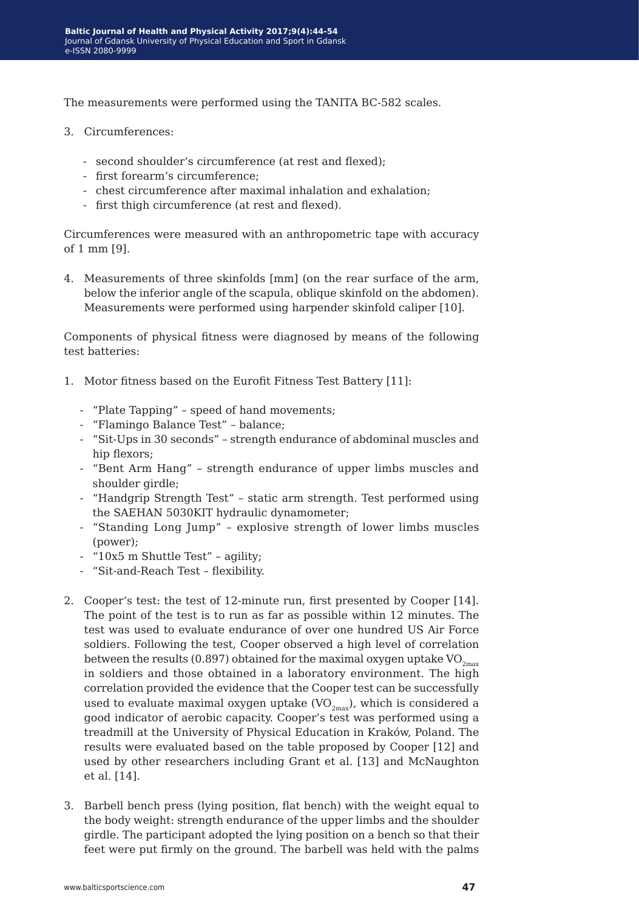The measurements were performed using the TANITA BC-582 scales.

3. Circumferences:

   - second shoulder's circumference (at rest and flexed);
   - first forearm's circumference;
   - chest circumference after maximal inhalation and exhalation;
   - first thigh circumference (at rest and flexed).

Circumferences were measured with an anthropometric tape with accuracy of 1 mm [9].

4. Measurements of three skinfolds [mm] (on the rear surface of the arm, below the inferior angle of the scapula, oblique skinfold on the abdomen). Measurements were performed using harpender skinfold caliper [10].

Components of physical fitness were diagnosed by means of the following test batteries:

1. Motor fitness based on the Eurofit Fitness Test Battery [11]:

   - "Plate Tapping" – speed of hand movements;
   - "Flamingo Balance Test" – balance;
   - "Sit-Ups in 30 seconds" – strength endurance of abdominal muscles and hip flexors;
   - "Bent Arm Hang" – strength endurance of upper limbs muscles and shoulder girdle;
   - "Handgrip Strength Test" – static arm strength. Test performed using the SAEHAN 5030KIT hydraulic dynamometer;
   - "Standing Long Jump" – explosive strength of lower limbs muscles (power);
   - "10x5 m Shuttle Test" – agility;
   - "Sit-and-Reach Test – flexibility.

2. Cooper's test: the test of 12-minute run, first presented by Cooper [14]. The point of the test is to run as far as possible within 12 minutes. The test was used to evaluate endurance of over one hundred US Air Force soldiers. Following the test, Cooper observed a high level of correlation between the results (0.897) obtained for the maximal oxygen uptake $VO_{2max}$ in soldiers and those obtained in a laboratory environment. The high correlation provided the evidence that the Cooper test can be successfully used to evaluate maximal oxygen uptake ($VO_{2max}$), which is considered a good indicator of aerobic capacity. Cooper's test was performed using a treadmill at the University of Physical Education in Kraków, Poland. The results were evaluated based on the table proposed by Cooper [12] and used by other researchers including Grant et al. [13] and McNaughton et al. [14].

3. Barbell bench press (lying position, flat bench) with the weight equal to the body weight: strength endurance of the upper limbs and the shoulder girdle. The participant adopted the lying position on a bench so that their feet were put firmly on the ground. The barbell was held with the palms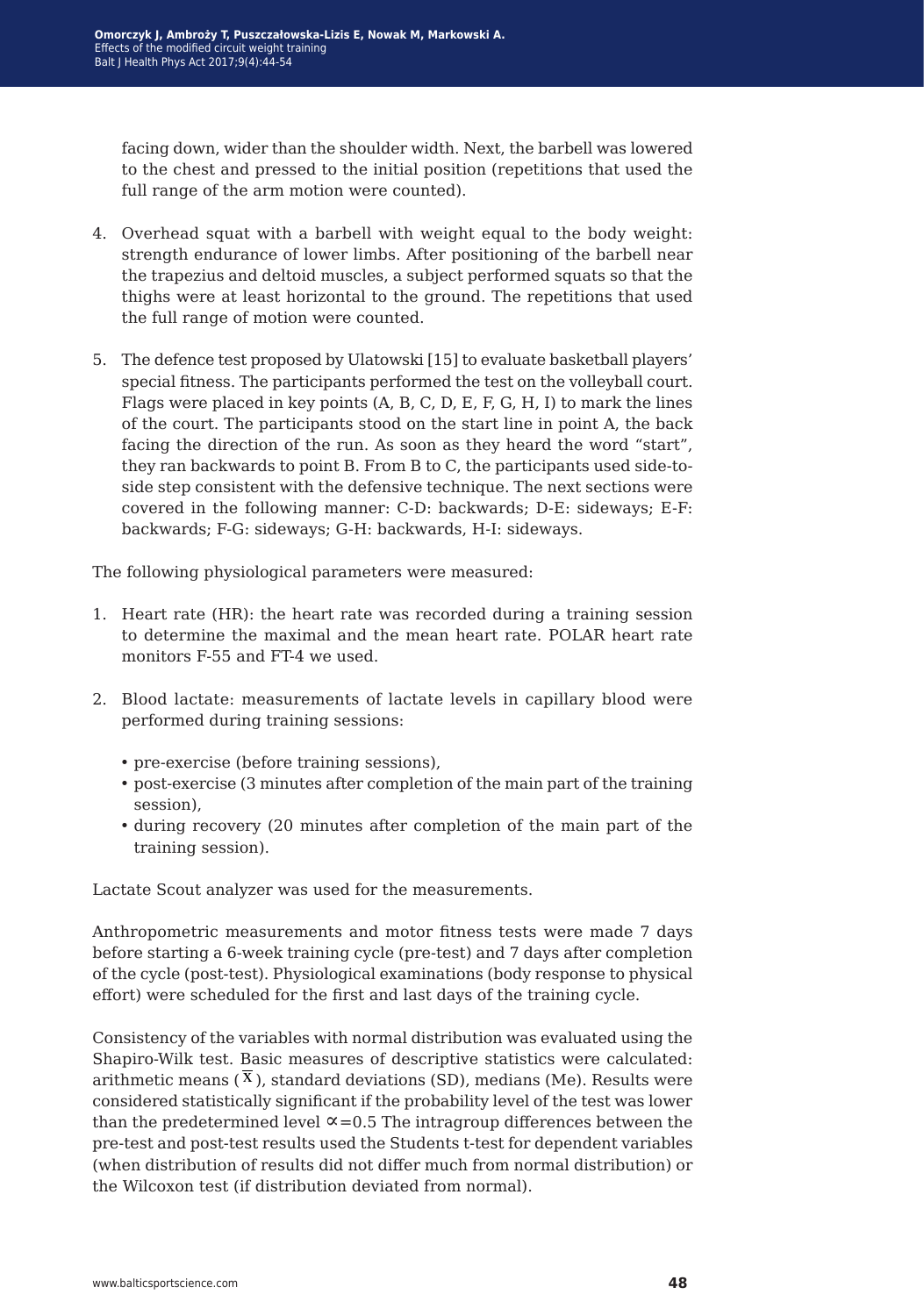facing down, wider than the shoulder width. Next, the barbell was lowered to the chest and pressed to the initial position (repetitions that used the full range of the arm motion were counted).

4. Overhead squat with a barbell with weight equal to the body weight: strength endurance of lower limbs. After positioning of the barbell near the trapezius and deltoid muscles, a subject performed squats so that the thighs were at least horizontal to the ground. The repetitions that used the full range of motion were counted.

5. The defence test proposed by Ulatowski [15] to evaluate basketball players' special fitness. The participants performed the test on the volleyball court. Flags were placed in key points (A, B, C, D, E, F, G, H, I) to mark the lines of the court. The participants stood on the start line in point A, the back facing the direction of the run. As soon as they heard the word "start", they ran backwards to point B. From B to C, the participants used side-to-side step consistent with the defensive technique. The next sections were covered in the following manner: C-D: backwards; D-E: sideways; E-F: backwards; F-G: sideways; G-H: backwards, H-I: sideways.

The following physiological parameters were measured:

1. Heart rate (HR): the heart rate was recorded during a training session to determine the maximal and the mean heart rate. POLAR heart rate monitors F-55 and FT-4 we used.

2. Blood lactate: measurements of lactate levels in capillary blood were performed during training sessions:

   - pre-exercise (before training sessions),
   - post-exercise (3 minutes after completion of the main part of the training session),
   - during recovery (20 minutes after completion of the main part of the training session).

Lactate Scout analyzer was used for the measurements.

Anthropometric measurements and motor fitness tests were made 7 days before starting a 6-week training cycle (pre-test) and 7 days after completion of the cycle (post-test). Physiological examinations (body response to physical effort) were scheduled for the first and last days of the training cycle.

Consistency of the variables with normal distribution was evaluated using the Shapiro-Wilk test. Basic measures of descriptive statistics were calculated: arithmetic means ($\overline{x}$), standard deviations (SD), medians (Me). Results were considered statistically significant if the probability level of the test was lower than the predetermined level $\alpha=0.5$ The intragroup differences between the pre-test and post-test results used the Students t-test for dependent variables (when distribution of results did not differ much from normal distribution) or the Wilcoxon test (if distribution deviated from normal).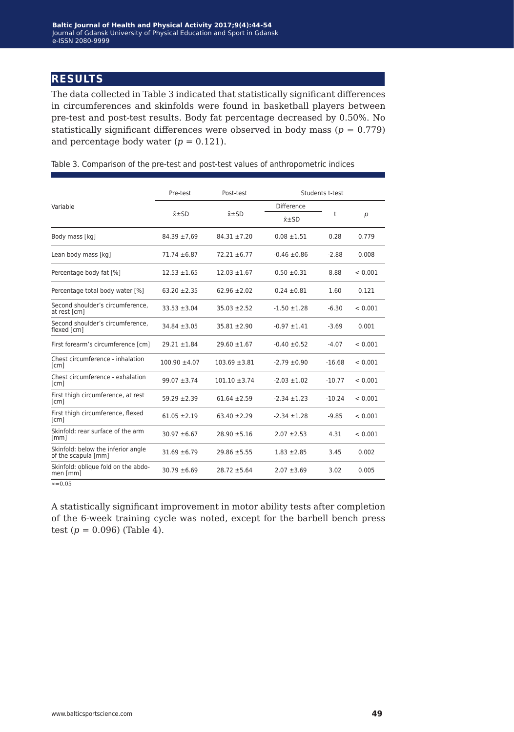## RESULTS

The data collected in Table 3 indicated that statistically significant differences in circumferences and skinfolds were found in basketball players between pre-test and post-test results. Body fat percentage decreased by 0.50%. No statistically significant differences were observed in body mass ($p$ = 0.779) and percentage body water ($p$ = 0.121).

Table 3. Comparison of the pre-test and post-test values of anthropometric indices

| Variable | Pre-test | Post-test | Students t-test | | |
|---|---|---|---|---|---|
| | x̄±SD | x̄±SD | Difference x̄±SD | t | $p$ |
| Body mass [kg] | 84.39 ±7,69 | 84.31 ±7.20 | 0.08 ±1.51 | 0.28 | 0.779 |
| Lean body mass [kg] | 71.74 ±6.87 | 72.21 ±6.77 | -0.46 ±0.86 | -2.88 | 0.008 |
| Percentage body fat [%] | 12.53 ±1.65 | 12.03 ±1.67 | 0.50 ±0.31 | 8.88 | < 0.001 |
| Percentage total body water [%] | 63.20 ±2.35 | 62.96 ±2.02 | 0.24 ±0.81 | 1.60 | 0.121 |
| Second shoulder's circumference, at rest [cm] | 33.53 ±3.04 | 35.03 ±2.52 | -1.50 ±1.28 | -6.30 | < 0.001 |
| Second shoulder's circumference, flexed [cm] | 34.84 ±3.05 | 35.81 ±2.90 | -0.97 ±1.41 | -3.69 | 0.001 |
| First forearm's circumference [cm] | 29.21 ±1.84 | 29.60 ±1.67 | -0.40 ±0.52 | -4.07 | < 0.001 |
| Chest circumference - inhalation [cm] | 100.90 ±4.07 | 103.69 ±3.81 | -2.79 ±0.90 | -16.68 | < 0.001 |
| Chest circumference - exhalation [cm] | 99.07 ±3.74 | 101.10 ±3.74 | -2.03 ±1.02 | -10.77 | < 0.001 |
| First thigh circumference, at rest [cm] | 59.29 ±2.39 | 61.64 ±2.59 | -2.34 ±1.23 | -10.24 | < 0.001 |
| First thigh circumference, flexed [cm] | 61.05 ±2.19 | 63.40 ±2.29 | -2.34 ±1.28 | -9.85 | < 0.001 |
| Skinfold: rear surface of the arm [mm] | 30.97 ±6.67 | 28.90 ±5.16 | 2.07 ±2.53 | 4.31 | < 0.001 |
| Skinfold: below the inferior angle of the scapula [mm] | 31.69 ±6.79 | 29.86 ±5.55 | 1.83 ±2.85 | 3.45 | 0.002 |
| Skinfold: oblique fold on the abdomen [mm] | 30.79 ±6.69 | 28.72 ±5.64 | 2.07 ±3.69 | 3.02 | 0.005 |

$\alpha$=0.05

A statistically significant improvement in motor ability tests after completion of the 6-week training cycle was noted, except for the barbell bench press test ($p$ = 0.096) (Table 4).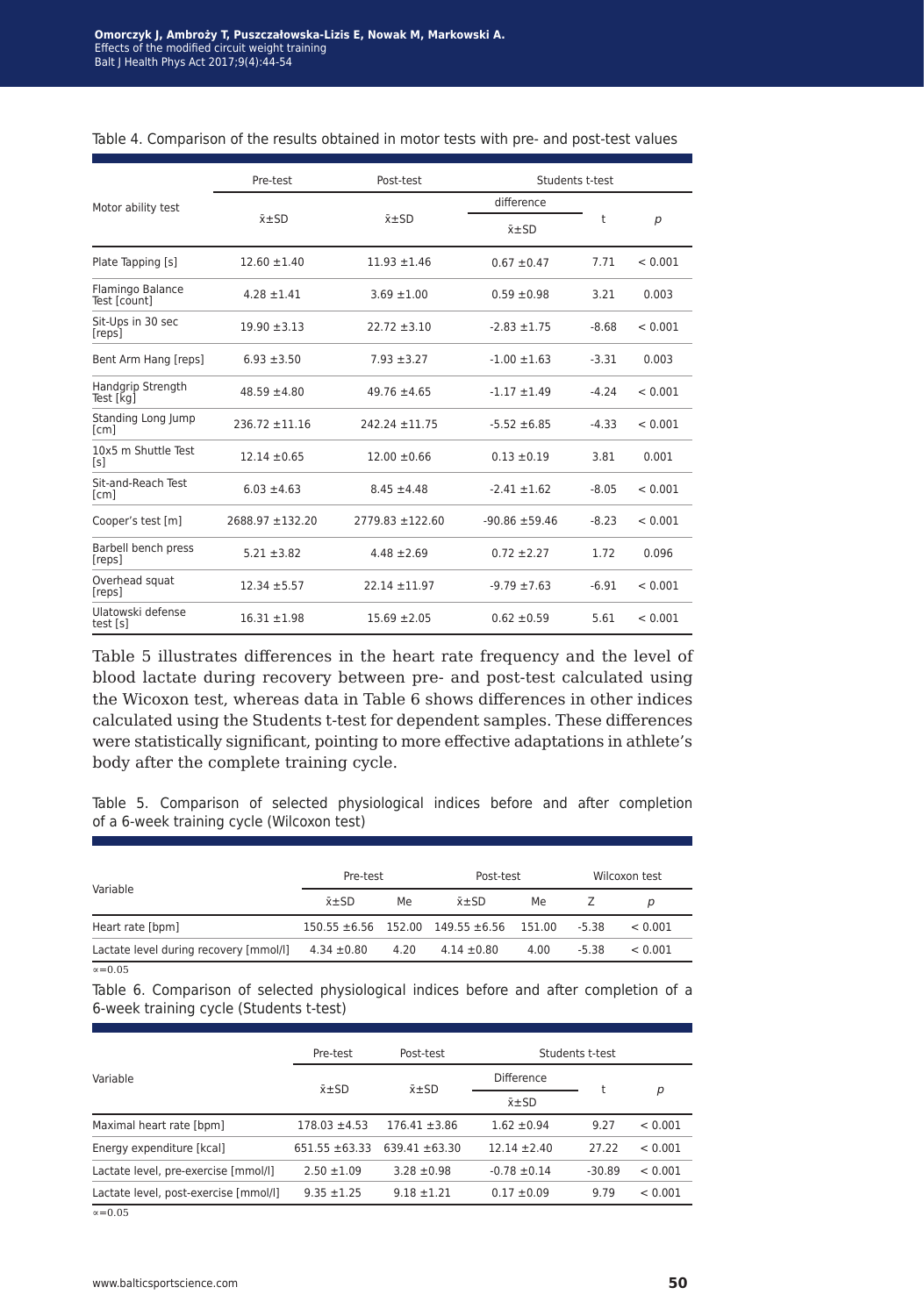Table 4. Comparison of the results obtained in motor tests with pre- and post-test values

| Motor ability test | Pre-test | Post-test | Students t-test | | |
|---|---|---|---|---|---|
| | | | difference | t | p |
| | x̄±SD | x̄±SD | x̄±SD | | |
| Plate Tapping [s] | 12.60 ±1.40 | 11.93 ±1.46 | 0.67 ±0.47 | 7.71 | < 0.001 |
| Flamingo Balance Test [count] | 4.28 ±1.41 | 3.69 ±1.00 | 0.59 ±0.98 | 3.21 | 0.003 |
| Sit-Ups in 30 sec [reps] | 19.90 ±3.13 | 22.72 ±3.10 | -2.83 ±1.75 | -8.68 | < 0.001 |
| Bent Arm Hang [reps] | 6.93 ±3.50 | 7.93 ±3.27 | -1.00 ±1.63 | -3.31 | 0.003 |
| Handgrip Strength Test [kg] | 48.59 ±4.80 | 49.76 ±4.65 | -1.17 ±1.49 | -4.24 | < 0.001 |
| Standing Long Jump [cm] | 236.72 ±11.16 | 242.24 ±11.75 | -5.52 ±6.85 | -4.33 | < 0.001 |
| 10x5 m Shuttle Test [s] | 12.14 ±0.65 | 12.00 ±0.66 | 0.13 ±0.19 | 3.81 | 0.001 |
| Sit-and-Reach Test [cm] | 6.03 ±4.63 | 8.45 ±4.48 | -2.41 ±1.62 | -8.05 | < 0.001 |
| Cooper's test [m] | 2688.97 ±132.20 | 2779.83 ±122.60 | -90.86 ±59.46 | -8.23 | < 0.001 |
| Barbell bench press [reps] | 5.21 ±3.82 | 4.48 ±2.69 | 0.72 ±2.27 | 1.72 | 0.096 |
| Overhead squat [reps] | 12.34 ±5.57 | 22.14 ±11.97 | -9.79 ±7.63 | -6.91 | < 0.001 |
| Ulatowski defense test [s] | 16.31 ±1.98 | 15.69 ±2.05 | 0.62 ±0.59 | 5.61 | < 0.001 |

Table 5 illustrates differences in the heart rate frequency and the level of blood lactate during recovery between pre- and post-test calculated using the Wicoxon test, whereas data in Table 6 shows differences in other indices calculated using the Students t-test for dependent samples. These differences were statistically significant, pointing to more effective adaptations in athlete's body after the complete training cycle.

Table 5. Comparison of selected physiological indices before and after completion of a 6-week training cycle (Wilcoxon test)

| Variable | Pre-test | | Post-test | | Wilcoxon test | |
|---|---|---|---|---|---|---|
| | x̄±SD | Me | x̄±SD | Me | Z | p |
| Heart rate [bpm] | 150.55 ±6.56 | 152.00 | 149.55 ±6.56 | 151.00 | -5.38 | < 0.001 |
| Lactate level during recovery [mmol/l] | 4.34 ±0.80 | 4.20 | 4.14 ±0.80 | 4.00 | -5.38 | < 0.001 |

$\alpha=0.05$

Table 6. Comparison of selected physiological indices before and after completion of a 6-week training cycle (Students t-test)

| Variable | Pre-test | Post-test | Students t-test | | |
|---|---|---|---|---|---|
| | | | Difference | t | p |
| | x̄±SD | x̄±SD | x̄±SD | | |
| Maximal heart rate [bpm] | 178.03 ±4.53 | 176.41 ±3.86 | 1.62 ±0.94 | 9.27 | < 0.001 |
| Energy expenditure [kcal] | 651.55 ±63.33 | 639.41 ±63.30 | 12.14 ±2.40 | 27.22 | < 0.001 |
| Lactate level, pre-exercise [mmol/l] | 2.50 ±1.09 | 3.28 ±0.98 | -0.78 ±0.14 | -30.89 | < 0.001 |
| Lactate level, post-exercise [mmol/l] | 9.35 ±1.25 | 9.18 ±1.21 | 0.17 ±0.09 | 9.79 | < 0.001 |

$\alpha=0.05$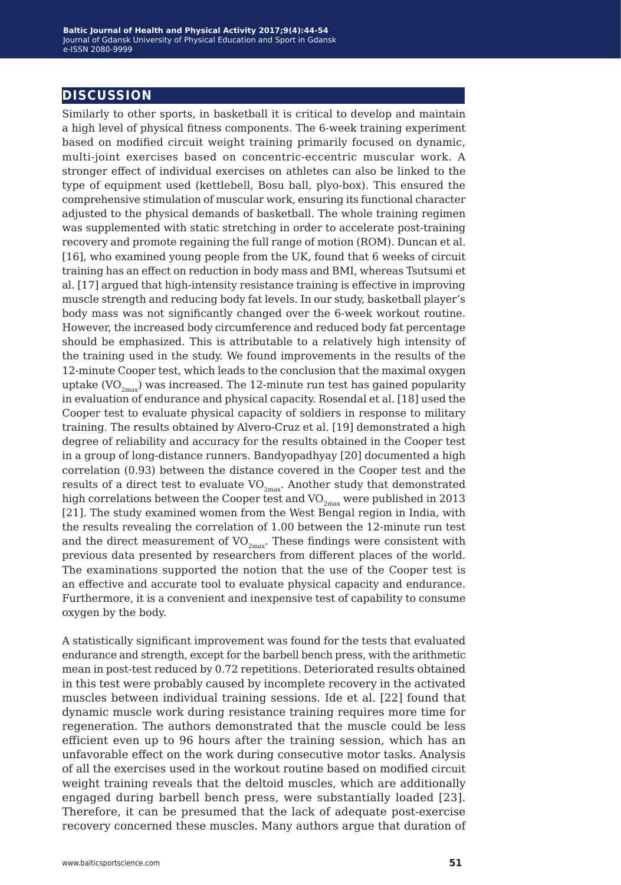## DISCUSSION

Similarly to other sports, in basketball it is critical to develop and maintain a high level of physical fitness components. The 6-week training experiment based on modified circuit weight training primarily focused on dynamic, multi-joint exercises based on concentric-eccentric muscular work. A stronger effect of individual exercises on athletes can also be linked to the type of equipment used (kettlebell, Bosu ball, plyo-box). This ensured the comprehensive stimulation of muscular work, ensuring its functional character adjusted to the physical demands of basketball. The whole training regimen was supplemented with static stretching in order to accelerate post-training recovery and promote regaining the full range of motion (ROM). Duncan et al. [16], who examined young people from the UK, found that 6 weeks of circuit training has an effect on reduction in body mass and BMI, whereas Tsutsumi et al. [17] argued that high-intensity resistance training is effective in improving muscle strength and reducing body fat levels. In our study, basketball player's body mass was not significantly changed over the 6-week workout routine. However, the increased body circumference and reduced body fat percentage should be emphasized. This is attributable to a relatively high intensity of the training used in the study. We found improvements in the results of the 12-minute Cooper test, which leads to the conclusion that the maximal oxygen uptake ($VO_{2max}$) was increased. The 12-minute run test has gained popularity in evaluation of endurance and physical capacity. Rosendal et al. [18] used the Cooper test to evaluate physical capacity of soldiers in response to military training. The results obtained by Alvero-Cruz et al. [19] demonstrated a high degree of reliability and accuracy for the results obtained in the Cooper test in a group of long-distance runners. Bandyopadhyay [20] documented a high correlation (0.93) between the distance covered in the Cooper test and the results of a direct test to evaluate $VO_{2max}$. Another study that demonstrated high correlations between the Cooper test and $VO_{2max}$ were published in 2013 [21]. The study examined women from the West Bengal region in India, with the results revealing the correlation of 1.00 between the 12-minute run test and the direct measurement of $VO_{2max}$. These findings were consistent with previous data presented by researchers from different places of the world. The examinations supported the notion that the use of the Cooper test is an effective and accurate tool to evaluate physical capacity and endurance. Furthermore, it is a convenient and inexpensive test of capability to consume oxygen by the body.

A statistically significant improvement was found for the tests that evaluated endurance and strength, except for the barbell bench press, with the arithmetic mean in post-test reduced by 0.72 repetitions. Deteriorated results obtained in this test were probably caused by incomplete recovery in the activated muscles between individual training sessions. Ide et al. [22] found that dynamic muscle work during resistance training requires more time for regeneration. The authors demonstrated that the muscle could be less efficient even up to 96 hours after the training session, which has an unfavorable effect on the work during consecutive motor tasks. Analysis of all the exercises used in the workout routine based on modified circuit weight training reveals that the deltoid muscles, which are additionally engaged during barbell bench press, were substantially loaded [23]. Therefore, it can be presumed that the lack of adequate post-exercise recovery concerned these muscles. Many authors argue that duration of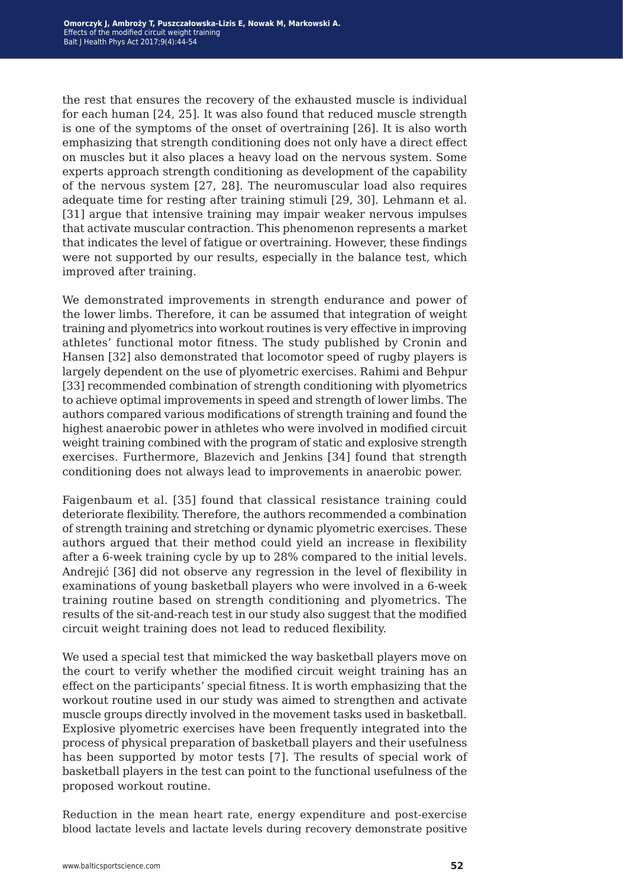the rest that ensures the recovery of the exhausted muscle is individual for each human [24, 25]. It was also found that reduced muscle strength is one of the symptoms of the onset of overtraining [26]. It is also worth emphasizing that strength conditioning does not only have a direct effect on muscles but it also places a heavy load on the nervous system. Some experts approach strength conditioning as development of the capability of the nervous system [27, 28]. The neuromuscular load also requires adequate time for resting after training stimuli [29, 30]. Lehmann et al. [31] argue that intensive training may impair weaker nervous impulses that activate muscular contraction. This phenomenon represents a market that indicates the level of fatigue or overtraining. However, these findings were not supported by our results, especially in the balance test, which improved after training.

We demonstrated improvements in strength endurance and power of the lower limbs. Therefore, it can be assumed that integration of weight training and plyometrics into workout routines is very effective in improving athletes' functional motor fitness. The study published by Cronin and Hansen [32] also demonstrated that locomotor speed of rugby players is largely dependent on the use of plyometric exercises. Rahimi and Behpur [33] recommended combination of strength conditioning with plyometrics to achieve optimal improvements in speed and strength of lower limbs. The authors compared various modifications of strength training and found the highest anaerobic power in athletes who were involved in modified circuit weight training combined with the program of static and explosive strength exercises. Furthermore, Blazevich and Jenkins [34] found that strength conditioning does not always lead to improvements in anaerobic power.

Faigenbaum et al. [35] found that classical resistance training could deteriorate flexibility. Therefore, the authors recommended a combination of strength training and stretching or dynamic plyometric exercises. These authors argued that their method could yield an increase in flexibility after a 6-week training cycle by up to 28% compared to the initial levels. Andrejić [36] did not observe any regression in the level of flexibility in examinations of young basketball players who were involved in a 6-week training routine based on strength conditioning and plyometrics. The results of the sit-and-reach test in our study also suggest that the modified circuit weight training does not lead to reduced flexibility.

We used a special test that mimicked the way basketball players move on the court to verify whether the modified circuit weight training has an effect on the participants' special fitness. It is worth emphasizing that the workout routine used in our study was aimed to strengthen and activate muscle groups directly involved in the movement tasks used in basketball. Explosive plyometric exercises have been frequently integrated into the process of physical preparation of basketball players and their usefulness has been supported by motor tests [7]. The results of special work of basketball players in the test can point to the functional usefulness of the proposed workout routine.

Reduction in the mean heart rate, energy expenditure and post-exercise blood lactate levels and lactate levels during recovery demonstrate positive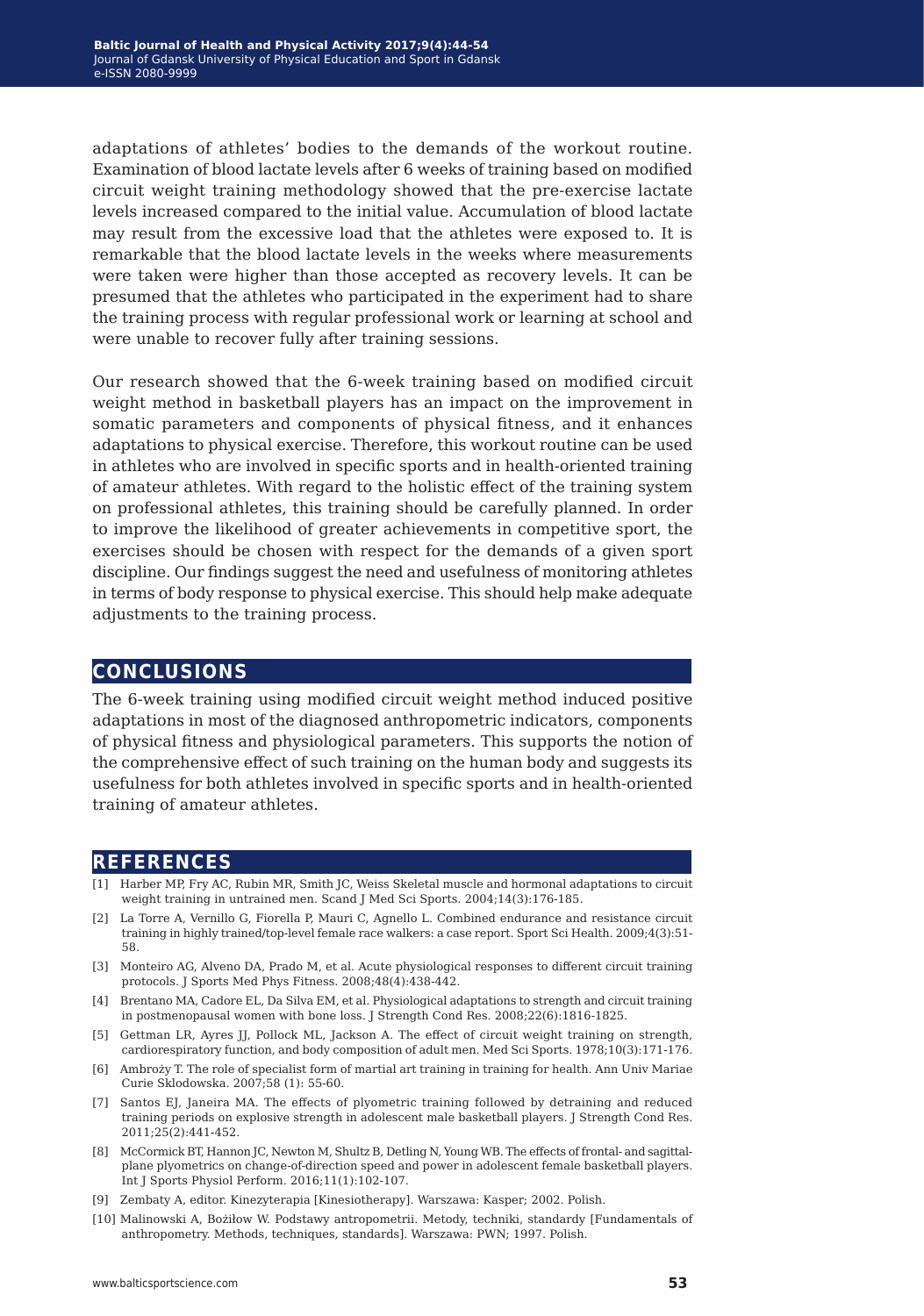adaptations of athletes' bodies to the demands of the workout routine. Examination of blood lactate levels after 6 weeks of training based on modified circuit weight training methodology showed that the pre-exercise lactate levels increased compared to the initial value. Accumulation of blood lactate may result from the excessive load that the athletes were exposed to. It is remarkable that the blood lactate levels in the weeks where measurements were taken were higher than those accepted as recovery levels. It can be presumed that the athletes who participated in the experiment had to share the training process with regular professional work or learning at school and were unable to recover fully after training sessions.

Our research showed that the 6-week training based on modified circuit weight method in basketball players has an impact on the improvement in somatic parameters and components of physical fitness, and it enhances adaptations to physical exercise. Therefore, this workout routine can be used in athletes who are involved in specific sports and in health-oriented training of amateur athletes. With regard to the holistic effect of the training system on professional athletes, this training should be carefully planned. In order to improve the likelihood of greater achievements in competitive sport, the exercises should be chosen with respect for the demands of a given sport discipline. Our findings suggest the need and usefulness of monitoring athletes in terms of body response to physical exercise. This should help make adequate adjustments to the training process.

## CONCLUSIONS

The 6-week training using modified circuit weight method induced positive adaptations in most of the diagnosed anthropometric indicators, components of physical fitness and physiological parameters. This supports the notion of the comprehensive effect of such training on the human body and suggests its usefulness for both athletes involved in specific sports and in health-oriented training of amateur athletes.

## REFERENCES

[1] Harber MP, Fry AC, Rubin MR, Smith JC, Weiss Skeletal muscle and hormonal adaptations to circuit weight training in untrained men. Scand J Med Sci Sports. 2004;14(3):176-185.

[2] La Torre A, Vernillo G, Fiorella P, Mauri C, Agnello L. Combined endurance and resistance circuit training in highly trained/top-level female race walkers: a case report. Sport Sci Health. 2009;4(3):51-58.

[3] Monteiro AG, Alveno DA, Prado M, et al. Acute physiological responses to different circuit training protocols. J Sports Med Phys Fitness. 2008;48(4):438-442.

[4] Brentano MA, Cadore EL, Da Silva EM, et al. Physiological adaptations to strength and circuit training in postmenopausal women with bone loss. J Strength Cond Res. 2008;22(6):1816-1825.

[5] Gettman LR, Ayres JJ, Pollock ML, Jackson A. The effect of circuit weight training on strength, cardiorespiratory function, and body composition of adult men. Med Sci Sports. 1978;10(3):171-176.

[6] Ambroży T. The role of specialist form of martial art training in training for health. Ann Univ Mariae Curie Sklodowska. 2007;58 (1): 55-60.

[7] Santos EJ, Janeira MA. The effects of plyometric training followed by detraining and reduced training periods on explosive strength in adolescent male basketball players. J Strength Cond Res. 2011;25(2):441-452.

[8] McCormick BT, Hannon JC, Newton M, Shultz B, Detling N, Young WB. The effects of frontal- and sagittal-plane plyometrics on change-of-direction speed and power in adolescent female basketball players. Int J Sports Physiol Perform. 2016;11(1):102-107.

[9] Zembaty A, editor. Kinezyterapia [Kinesiotherapy]. Warszawa: Kasper; 2002. Polish.

[10] Malinowski A, Bożiłow W. Podstawy antropometrii. Metody, techniki, standardy [Fundamentals of anthropometry. Methods, techniques, standards]. Warszawa: PWN; 1997. Polish.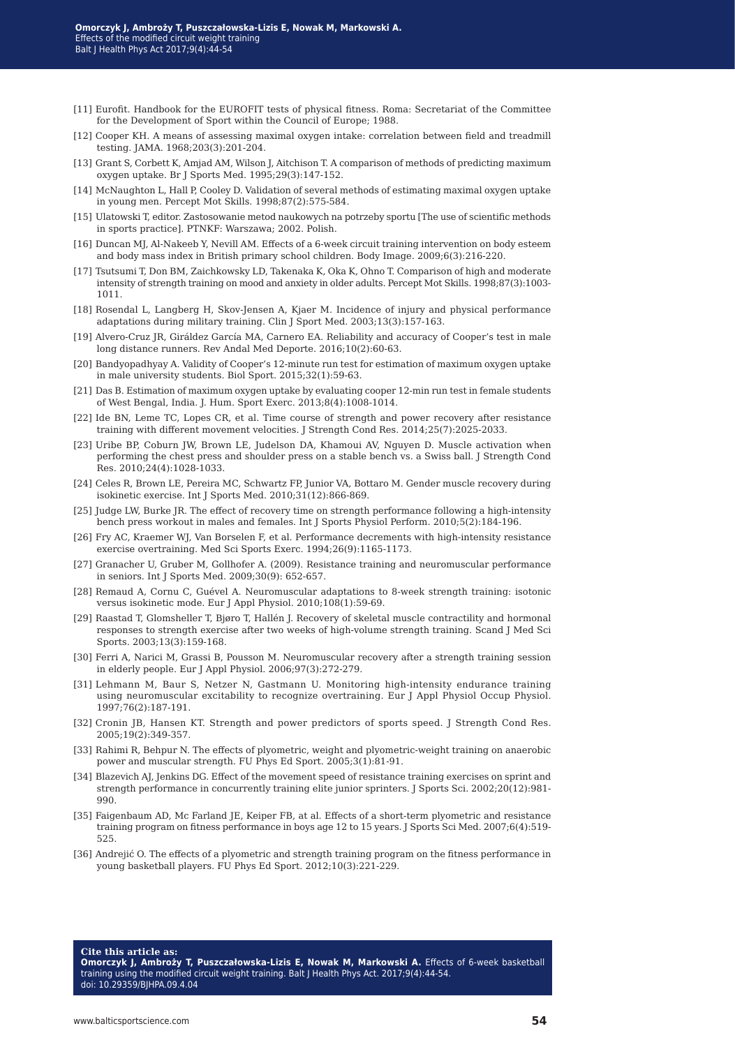[11] Eurofit. Handbook for the EUROFIT tests of physical fitness. Roma: Secretariat of the Committee for the Development of Sport within the Council of Europe; 1988.

[12] Cooper KH. A means of assessing maximal oxygen intake: correlation between field and treadmill testing. JAMA. 1968;203(3):201-204.

[13] Grant S, Corbett K, Amjad AM, Wilson J, Aitchison T. A comparison of methods of predicting maximum oxygen uptake. Br J Sports Med. 1995;29(3):147-152.

[14] McNaughton L, Hall P, Cooley D. Validation of several methods of estimating maximal oxygen uptake in young men. Percept Mot Skills. 1998;87(2):575-584.

[15] Ulatowski T, editor. Zastosowanie metod naukowych na potrzeby sportu [The use of scientific methods in sports practice]. PTNKF: Warszawa; 2002. Polish.

[16] Duncan MJ, Al-Nakeeb Y, Nevill AM. Effects of a 6-week circuit training intervention on body esteem and body mass index in British primary school children. Body Image. 2009;6(3):216-220.

[17] Tsutsumi T, Don BM, Zaichkowsky LD, Takenaka K, Oka K, Ohno T. Comparison of high and moderate intensity of strength training on mood and anxiety in older adults. Percept Mot Skills. 1998;87(3):1003-1011.

[18] Rosendal L, Langberg H, Skov-Jensen A, Kjaer M. Incidence of injury and physical performance adaptations during military training. Clin J Sport Med. 2003;13(3):157-163.

[19] Alvero-Cruz JR, Giráldez García MA, Carnero EA. Reliability and accuracy of Cooper's test in male long distance runners. Rev Andal Med Deporte. 2016;10(2):60-63.

[20] Bandyopadhyay A. Validity of Cooper's 12-minute run test for estimation of maximum oxygen uptake in male university students. Biol Sport. 2015;32(1):59-63.

[21] Das B. Estimation of maximum oxygen uptake by evaluating cooper 12-min run test in female students of West Bengal, India. J. Hum. Sport Exerc. 2013;8(4):1008-1014.

[22] Ide BN, Leme TC, Lopes CR, et al. Time course of strength and power recovery after resistance training with different movement velocities. J Strength Cond Res. 2014;25(7):2025-2033.

[23] Uribe BP, Coburn JW, Brown LE, Judelson DA, Khamoui AV, Nguyen D. Muscle activation when performing the chest press and shoulder press on a stable bench vs. a Swiss ball. J Strength Cond Res. 2010;24(4):1028-1033.

[24] Celes R, Brown LE, Pereira MC, Schwartz FP, Junior VA, Bottaro M. Gender muscle recovery during isokinetic exercise. Int J Sports Med. 2010;31(12):866-869.

[25] Judge LW, Burke JR. The effect of recovery time on strength performance following a high-intensity bench press workout in males and females. Int J Sports Physiol Perform. 2010;5(2):184-196.

[26] Fry AC, Kraemer WJ, Van Borselen F, et al. Performance decrements with high-intensity resistance exercise overtraining. Med Sci Sports Exerc. 1994;26(9):1165-1173.

[27] Granacher U, Gruber M, Gollhofer A. (2009). Resistance training and neuromuscular performance in seniors. Int J Sports Med. 2009;30(9): 652-657.

[28] Remaud A, Cornu C, Guével A. Neuromuscular adaptations to 8-week strength training: isotonic versus isokinetic mode. Eur J Appl Physiol. 2010;108(1):59-69.

[29] Raastad T, Glomsheller T, Bjøro T, Hallén J. Recovery of skeletal muscle contractility and hormonal responses to strength exercise after two weeks of high-volume strength training. Scand J Med Sci Sports. 2003;13(3):159-168.

[30] Ferri A, Narici M, Grassi B, Pousson M. Neuromuscular recovery after a strength training session in elderly people. Eur J Appl Physiol. 2006;97(3):272-279.

[31] Lehmann M, Baur S, Netzer N, Gastmann U. Monitoring high-intensity endurance training using neuromuscular excitability to recognize overtraining. Eur J Appl Physiol Occup Physiol. 1997;76(2):187-191.

[32] Cronin JB, Hansen KT. Strength and power predictors of sports speed. J Strength Cond Res. 2005;19(2):349-357.

[33] Rahimi R, Behpur N. The effects of plyometric, weight and plyometric-weight training on anaerobic power and muscular strength. FU Phys Ed Sport. 2005;3(1):81-91.

[34] Blazevich AJ, Jenkins DG. Effect of the movement speed of resistance training exercises on sprint and strength performance in concurrently training elite junior sprinters. J Sports Sci. 2002;20(12):981-990.

[35] Faigenbaum AD, Mc Farland JE, Keiper FB, at al. Effects of a short-term plyometric and resistance training program on fitness performance in boys age 12 to 15 years. J Sports Sci Med. 2007;6(4):519-525.

[36] Andrejić O. The effects of a plyometric and strength training program on the fitness performance in young basketball players. FU Phys Ed Sport. 2012;10(3):221-229.

**Cite this article as:**
**Omorczyk J, Ambroży T, Puszczałowska-Lizis E, Nowak M, Markowski A.** Effects of 6-week basketball training using the modified circuit weight training. Balt J Health Phys Act. 2017;9(4):44-54.
doi: 10.29359/BJHPA.09.4.04